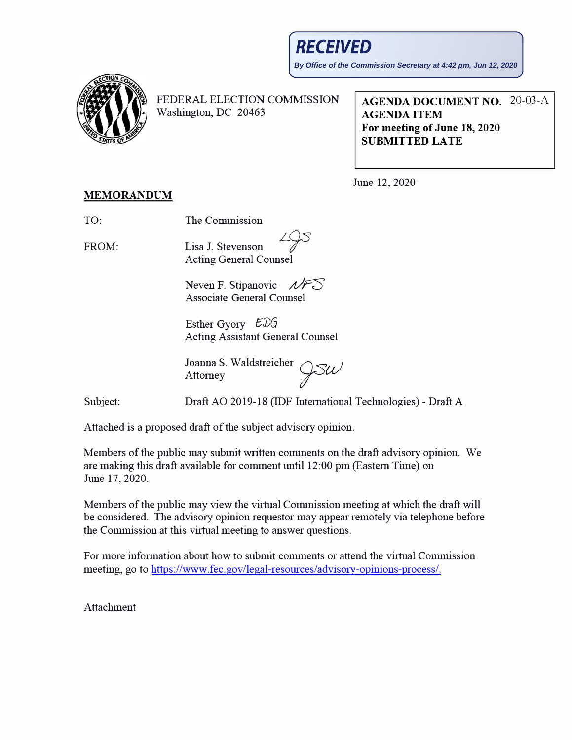**RECEIVED**

*By Office of the Commission Secretary at 4:42 pm, Jun 12, 2020*

FEDERAL ELECTION COMMISSION
Washington, DC 20463

**AGENDA DOCUMENT NO.** 20-03-A
**AGENDA ITEM**
**For meeting of June 18, 2020**
**SUBMITTED LATE**

June 12, 2020

**MEMORANDUM**

TO: The Commission

FROM: Lisa J. Stevenson LJS
Acting General Counsel

Neven F. Stipanovic NFS
Associate General Counsel

Esther Gyory EDG
Acting Assistant General Counsel

Joanna S. Waldstreicher JSW
Attorney

Subject: Draft AO 2019-18 (IDF International Technologies) - Draft A

Attached is a proposed draft of the subject advisory opinion.

Members of the public may submit written comments on the draft advisory opinion. We are making this draft available for comment until 12:00 pm (Eastern Time) on June 17, 2020.

Members of the public may view the virtual Commission meeting at which the draft will be considered. The advisory opinion requestor may appear remotely via telephone before the Commission at this virtual meeting to answer questions.

For more information about how to submit comments or attend the virtual Commission meeting, go to https://www.fec.gov/legal-resources/advisory-opinions-process/.

Attachment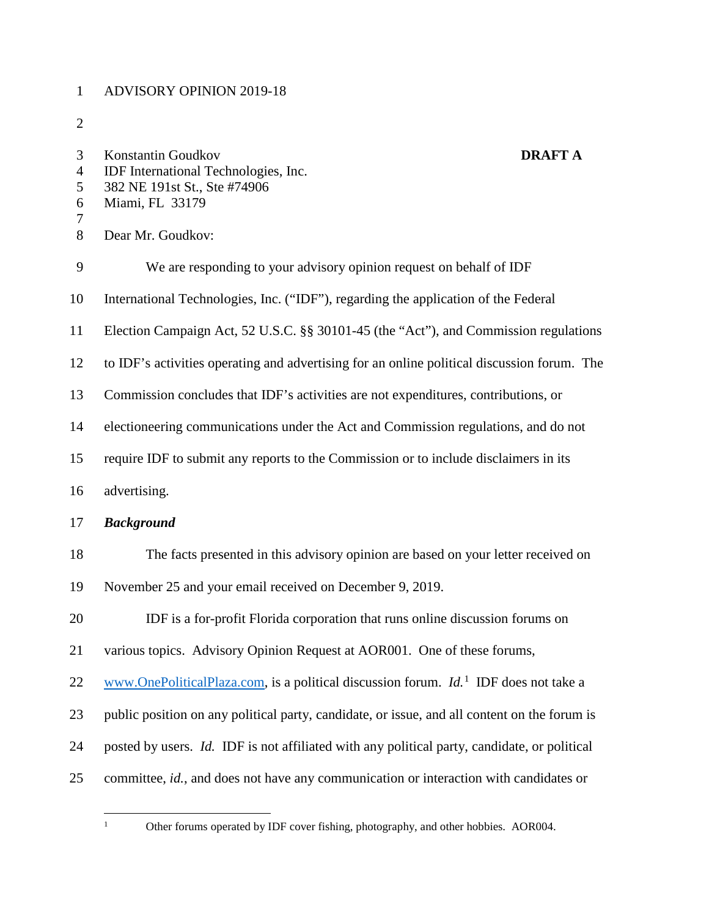ADVISORY OPINION 2019-18

Konstantin Goudkov **DRAFT A**
IDF International Technologies, Inc.
382 NE 191st St., Ste #74906
Miami, FL 33179

Dear Mr. Goudkov:

We are responding to your advisory opinion request on behalf of IDF International Technologies, Inc. ("IDF"), regarding the application of the Federal Election Campaign Act, 52 U.S.C. §§ 30101-45 (the "Act"), and Commission regulations to IDF's activities operating and advertising for an online political discussion forum. The Commission concludes that IDF's activities are not expenditures, contributions, or electioneering communications under the Act and Commission regulations, and do not require IDF to submit any reports to the Commission or to include disclaimers in its advertising.

***Background***

The facts presented in this advisory opinion are based on your letter received on November 25 and your email received on December 9, 2019.

IDF is a for-profit Florida corporation that runs online discussion forums on various topics. Advisory Opinion Request at AOR001. One of these forums, www.OnePoliticalPlaza.com, is a political discussion forum. *Id.*[1] IDF does not take a public position on any political party, candidate, or issue, and all content on the forum is posted by users. *Id.* IDF is not affiliated with any political party, candidate, or political committee, *id.*, and does not have any communication or interaction with candidates or

[1] Other forums operated by IDF cover fishing, photography, and other hobbies. AOR004.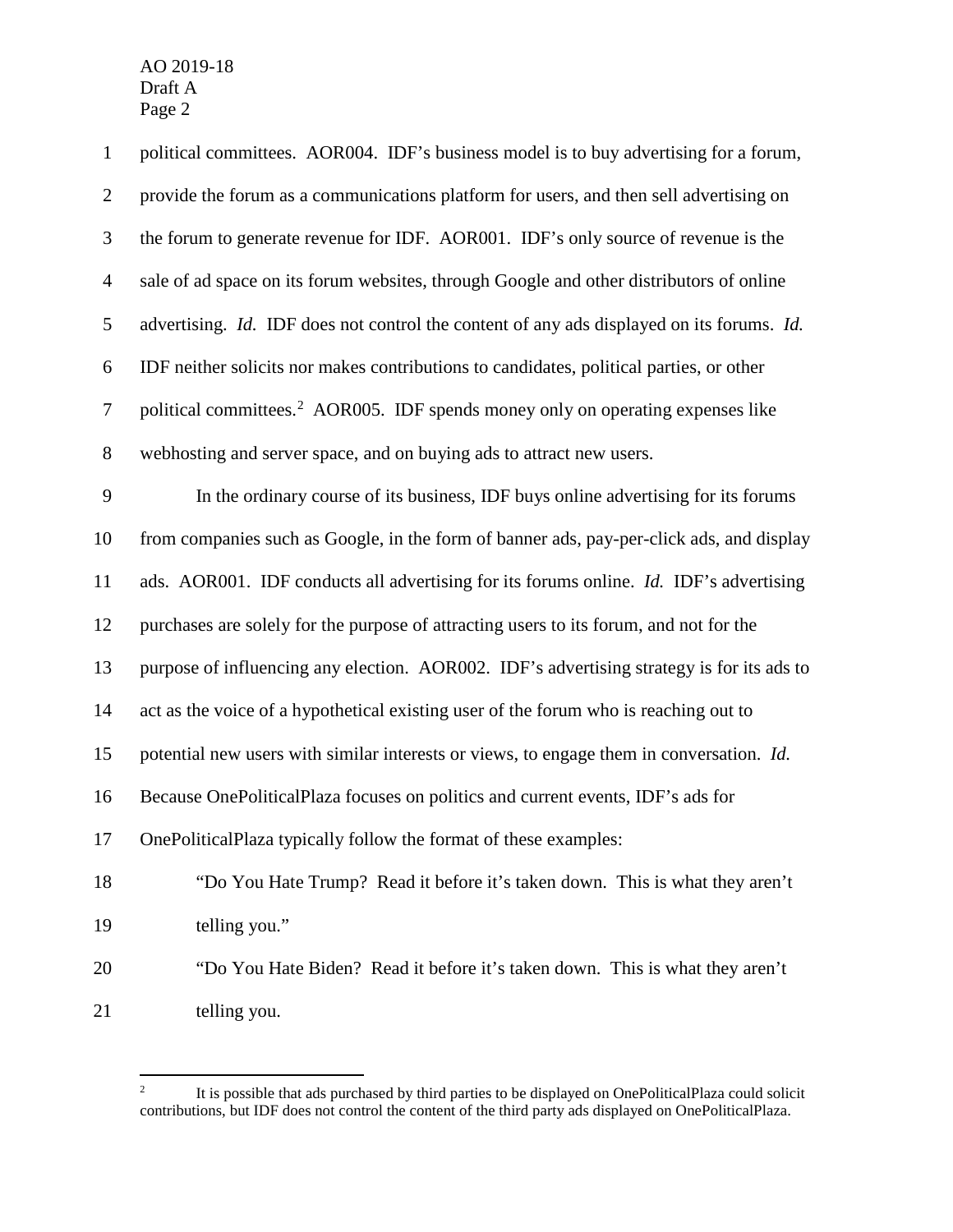political committees. AOR004. IDF's business model is to buy advertising for a forum, provide the forum as a communications platform for users, and then sell advertising on the forum to generate revenue for IDF. AOR001. IDF's only source of revenue is the sale of ad space on its forum websites, through Google and other distributors of online advertising. *Id.* IDF does not control the content of any ads displayed on its forums. *Id.* IDF neither solicits nor makes contributions to candidates, political parties, or other political committees.[2] AOR005. IDF spends money only on operating expenses like webhosting and server space, and on buying ads to attract new users.

In the ordinary course of its business, IDF buys online advertising for its forums from companies such as Google, in the form of banner ads, pay-per-click ads, and display ads. AOR001. IDF conducts all advertising for its forums online. *Id.* IDF's advertising purchases are solely for the purpose of attracting users to its forum, and not for the purpose of influencing any election. AOR002. IDF's advertising strategy is for its ads to act as the voice of a hypothetical existing user of the forum who is reaching out to potential new users with similar interests or views, to engage them in conversation. *Id.* Because OnePoliticalPlaza focuses on politics and current events, IDF's ads for OnePoliticalPlaza typically follow the format of these examples:

> "Do You Hate Trump? Read it before it's taken down. This is what they aren't telling you."
>
> "Do You Hate Biden? Read it before it's taken down. This is what they aren't telling you.

---

[2] It is possible that ads purchased by third parties to be displayed on OnePoliticalPlaza could solicit contributions, but IDF does not control the content of the third party ads displayed on OnePoliticalPlaza.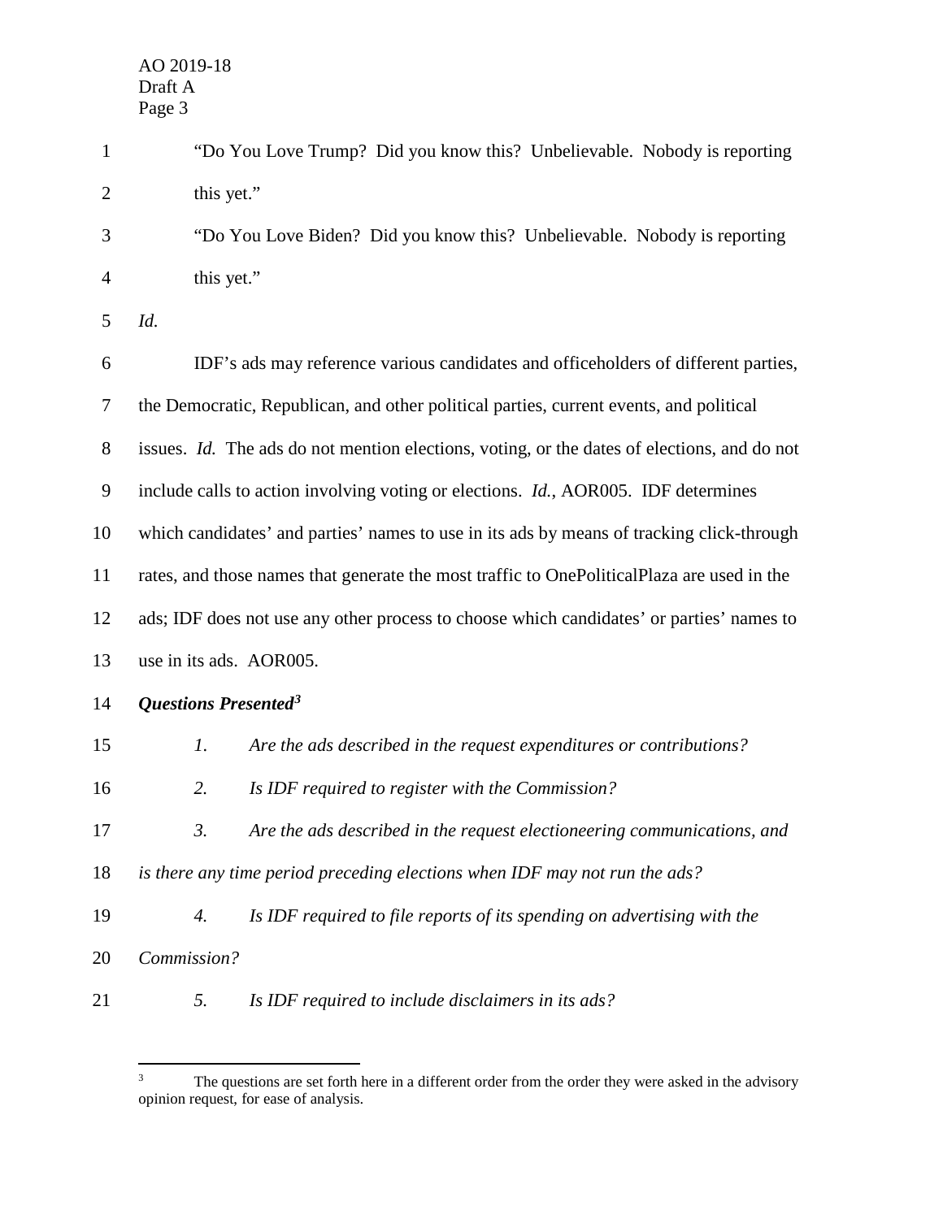"Do You Love Trump? Did you know this? Unbelievable. Nobody is reporting this yet."

"Do You Love Biden? Did you know this? Unbelievable. Nobody is reporting this yet."

*Id.*

IDF's ads may reference various candidates and officeholders of different parties, the Democratic, Republican, and other political parties, current events, and political issues. *Id.* The ads do not mention elections, voting, or the dates of elections, and do not include calls to action involving voting or elections. *Id.*, AOR005. IDF determines which candidates' and parties' names to use in its ads by means of tracking click-through rates, and those names that generate the most traffic to OnePoliticalPlaza are used in the ads; IDF does not use any other process to choose which candidates' or parties' names to use in its ads. AOR005.

***Questions Presented***[3]

*1. Are the ads described in the request expenditures or contributions?*

*2. Is IDF required to register with the Commission?*

*3. Are the ads described in the request electioneering communications, and is there any time period preceding elections when IDF may not run the ads?*

*4. Is IDF required to file reports of its spending on advertising with the Commission?*

*5. Is IDF required to include disclaimers in its ads?*

---

[3] The questions are set forth here in a different order from the order they were asked in the advisory opinion request, for ease of analysis.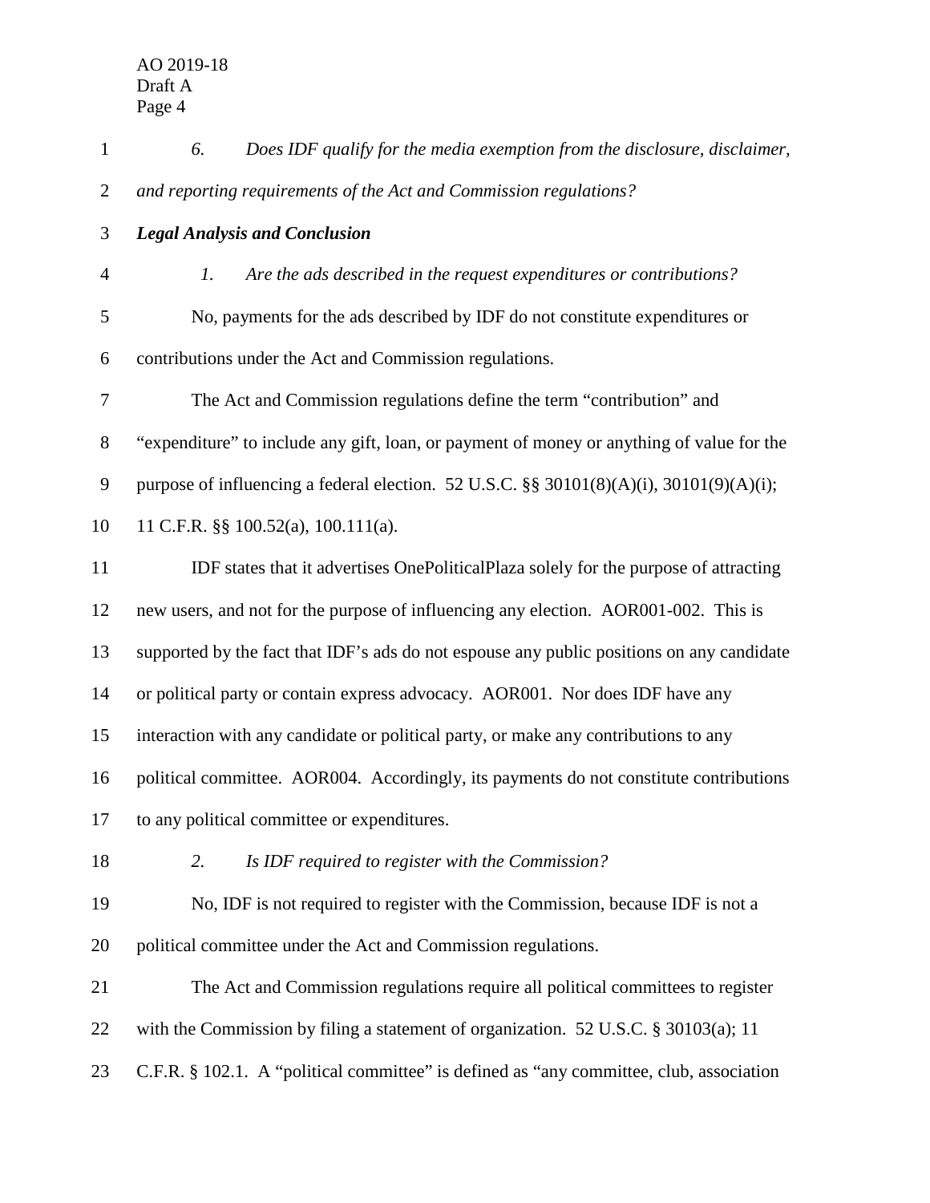*6. Does IDF qualify for the media exemption from the disclosure, disclaimer, and reporting requirements of the Act and Commission regulations?*

***Legal Analysis and Conclusion***

*1. Are the ads described in the request expenditures or contributions?*

No, payments for the ads described by IDF do not constitute expenditures or contributions under the Act and Commission regulations.

The Act and Commission regulations define the term "contribution" and "expenditure" to include any gift, loan, or payment of money or anything of value for the purpose of influencing a federal election. 52 U.S.C. §§ 30101(8)(A)(i), 30101(9)(A)(i); 11 C.F.R. §§ 100.52(a), 100.111(a).

IDF states that it advertises OnePoliticalPlaza solely for the purpose of attracting new users, and not for the purpose of influencing any election. AOR001-002. This is supported by the fact that IDF's ads do not espouse any public positions on any candidate or political party or contain express advocacy. AOR001. Nor does IDF have any interaction with any candidate or political party, or make any contributions to any political committee. AOR004. Accordingly, its payments do not constitute contributions to any political committee or expenditures.

*2. Is IDF required to register with the Commission?*

No, IDF is not required to register with the Commission, because IDF is not a political committee under the Act and Commission regulations.

The Act and Commission regulations require all political committees to register with the Commission by filing a statement of organization. 52 U.S.C. § 30103(a); 11 C.F.R. § 102.1. A "political committee" is defined as "any committee, club, association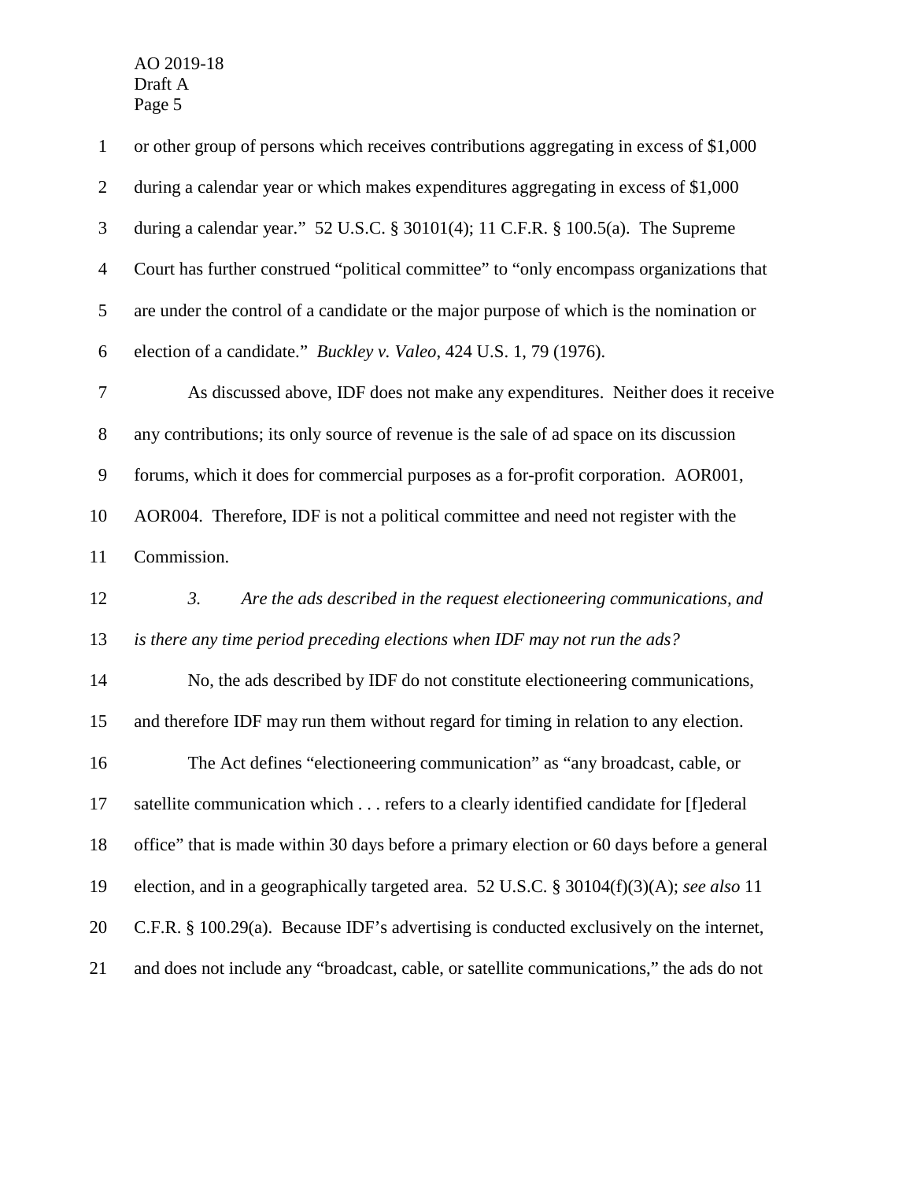or other group of persons which receives contributions aggregating in excess of $1,000 during a calendar year or which makes expenditures aggregating in excess of $1,000 during a calendar year." 52 U.S.C. § 30101(4); 11 C.F.R. § 100.5(a). The Supreme Court has further construed "political committee" to "only encompass organizations that are under the control of a candidate or the major purpose of which is the nomination or election of a candidate." *Buckley v. Valeo*, 424 U.S. 1, 79 (1976).

As discussed above, IDF does not make any expenditures. Neither does it receive any contributions; its only source of revenue is the sale of ad space on its discussion forums, which it does for commercial purposes as a for-profit corporation. AOR001, AOR004. Therefore, IDF is not a political committee and need not register with the Commission.

*3. Are the ads described in the request electioneering communications, and is there any time period preceding elections when IDF may not run the ads?*

No, the ads described by IDF do not constitute electioneering communications, and therefore IDF may run them without regard for timing in relation to any election.

The Act defines "electioneering communication" as "any broadcast, cable, or satellite communication which . . . refers to a clearly identified candidate for [f]ederal office" that is made within 30 days before a primary election or 60 days before a general election, and in a geographically targeted area. 52 U.S.C. § 30104(f)(3)(A); *see also* 11 C.F.R. § 100.29(a). Because IDF's advertising is conducted exclusively on the internet, and does not include any "broadcast, cable, or satellite communications," the ads do not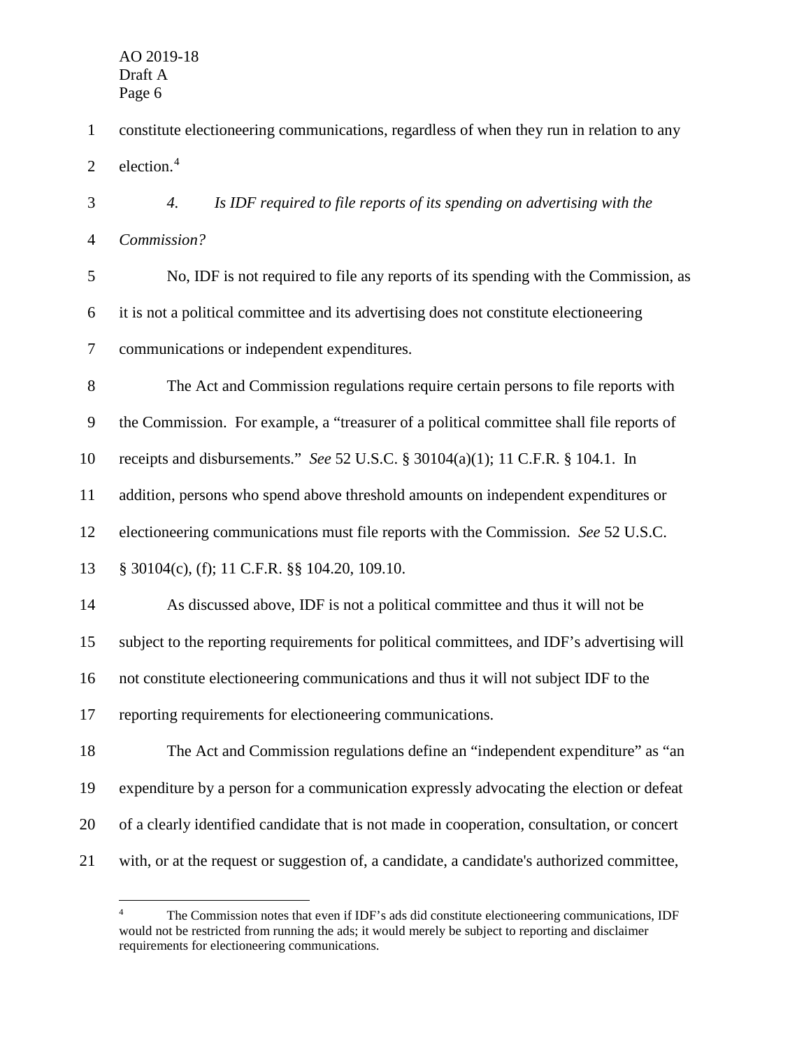constitute electioneering communications, regardless of when they run in relation to any election.[4]

*4. Is IDF required to file reports of its spending on advertising with the Commission?*

No, IDF is not required to file any reports of its spending with the Commission, as it is not a political committee and its advertising does not constitute electioneering communications or independent expenditures.

The Act and Commission regulations require certain persons to file reports with the Commission. For example, a "treasurer of a political committee shall file reports of receipts and disbursements." *See* 52 U.S.C. § 30104(a)(1); 11 C.F.R. § 104.1. In addition, persons who spend above threshold amounts on independent expenditures or electioneering communications must file reports with the Commission. *See* 52 U.S.C. § 30104(c), (f); 11 C.F.R. §§ 104.20, 109.10.

As discussed above, IDF is not a political committee and thus it will not be subject to the reporting requirements for political committees, and IDF's advertising will not constitute electioneering communications and thus it will not subject IDF to the reporting requirements for electioneering communications.

The Act and Commission regulations define an "independent expenditure" as "an expenditure by a person for a communication expressly advocating the election or defeat of a clearly identified candidate that is not made in cooperation, consultation, or concert with, or at the request or suggestion of, a candidate, a candidate's authorized committee,

[4] The Commission notes that even if IDF's ads did constitute electioneering communications, IDF would not be restricted from running the ads; it would merely be subject to reporting and disclaimer requirements for electioneering communications.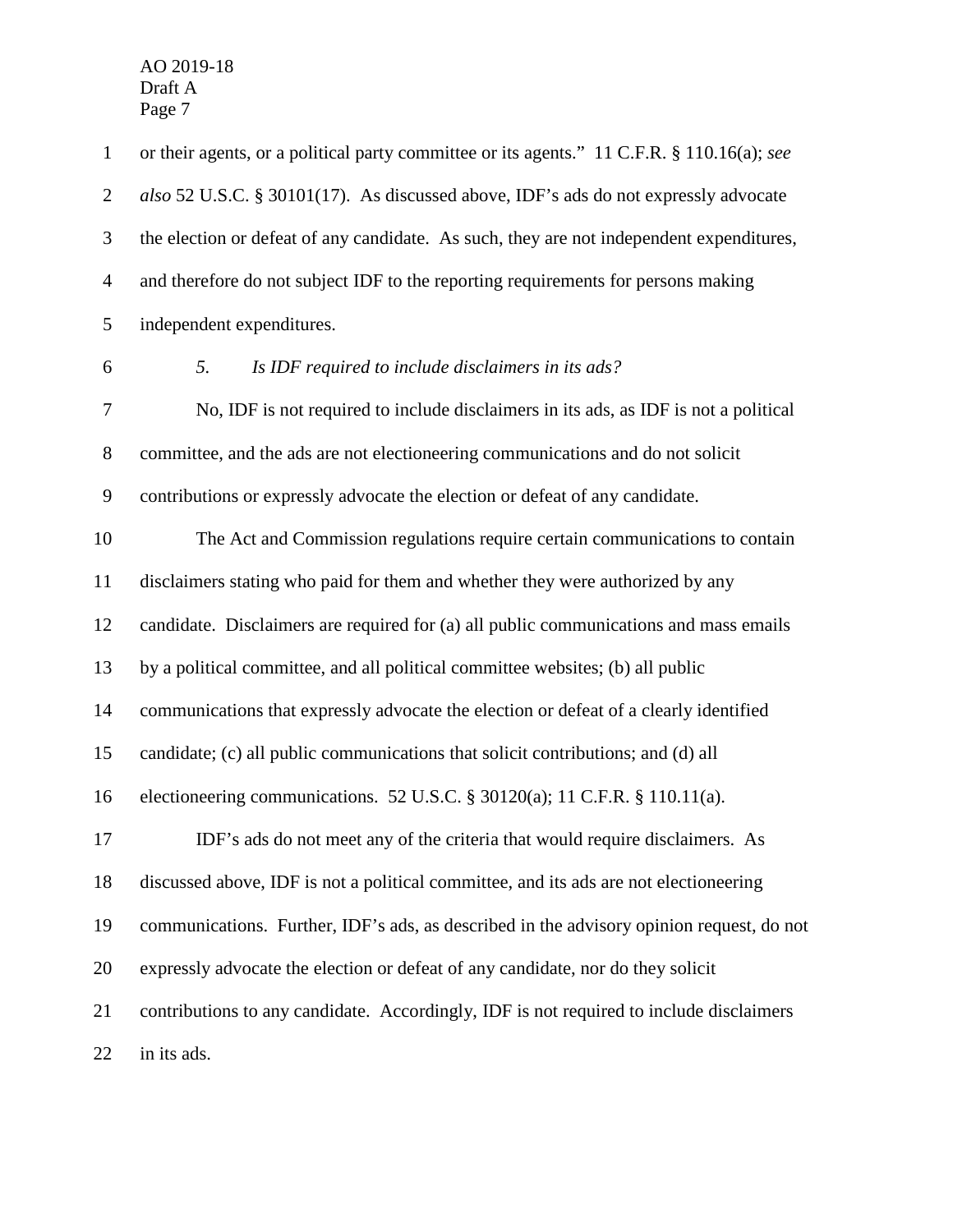or their agents, or a political party committee or its agents." 11 C.F.R. § 110.16(a); *see also* 52 U.S.C. § 30101(17). As discussed above, IDF's ads do not expressly advocate the election or defeat of any candidate. As such, they are not independent expenditures, and therefore do not subject IDF to the reporting requirements for persons making independent expenditures.

*5. Is IDF required to include disclaimers in its ads?*

No, IDF is not required to include disclaimers in its ads, as IDF is not a political committee, and the ads are not electioneering communications and do not solicit contributions or expressly advocate the election or defeat of any candidate.

The Act and Commission regulations require certain communications to contain disclaimers stating who paid for them and whether they were authorized by any candidate. Disclaimers are required for (a) all public communications and mass emails by a political committee, and all political committee websites; (b) all public communications that expressly advocate the election or defeat of a clearly identified candidate; (c) all public communications that solicit contributions; and (d) all electioneering communications. 52 U.S.C. § 30120(a); 11 C.F.R. § 110.11(a).

IDF's ads do not meet any of the criteria that would require disclaimers. As discussed above, IDF is not a political committee, and its ads are not electioneering communications. Further, IDF's ads, as described in the advisory opinion request, do not expressly advocate the election or defeat of any candidate, nor do they solicit contributions to any candidate. Accordingly, IDF is not required to include disclaimers in its ads.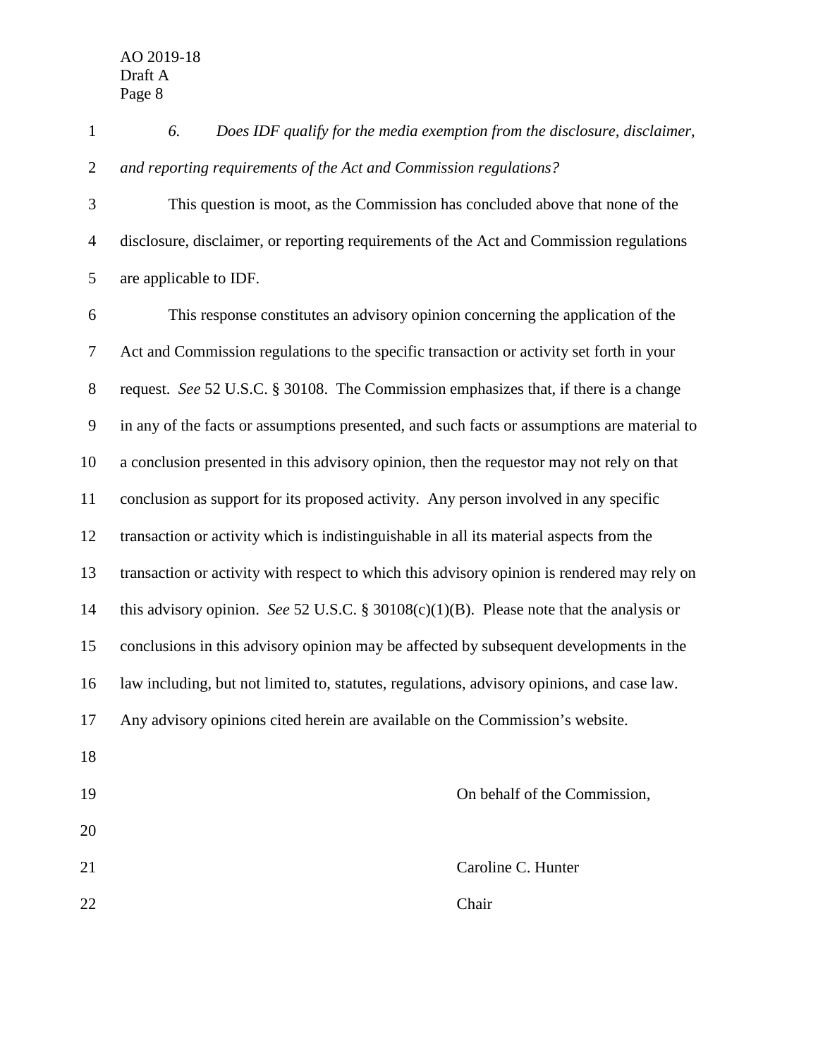*6. Does IDF qualify for the media exemption from the disclosure, disclaimer, and reporting requirements of the Act and Commission regulations?*

This question is moot, as the Commission has concluded above that none of the disclosure, disclaimer, or reporting requirements of the Act and Commission regulations are applicable to IDF.

This response constitutes an advisory opinion concerning the application of the Act and Commission regulations to the specific transaction or activity set forth in your request. *See* 52 U.S.C. § 30108. The Commission emphasizes that, if there is a change in any of the facts or assumptions presented, and such facts or assumptions are material to a conclusion presented in this advisory opinion, then the requestor may not rely on that conclusion as support for its proposed activity. Any person involved in any specific transaction or activity which is indistinguishable in all its material aspects from the transaction or activity with respect to which this advisory opinion is rendered may rely on this advisory opinion. *See* 52 U.S.C. § 30108(c)(1)(B). Please note that the analysis or conclusions in this advisory opinion may be affected by subsequent developments in the law including, but not limited to, statutes, regulations, advisory opinions, and case law. Any advisory opinions cited herein are available on the Commission's website.

On behalf of the Commission,

Caroline C. Hunter

Chair